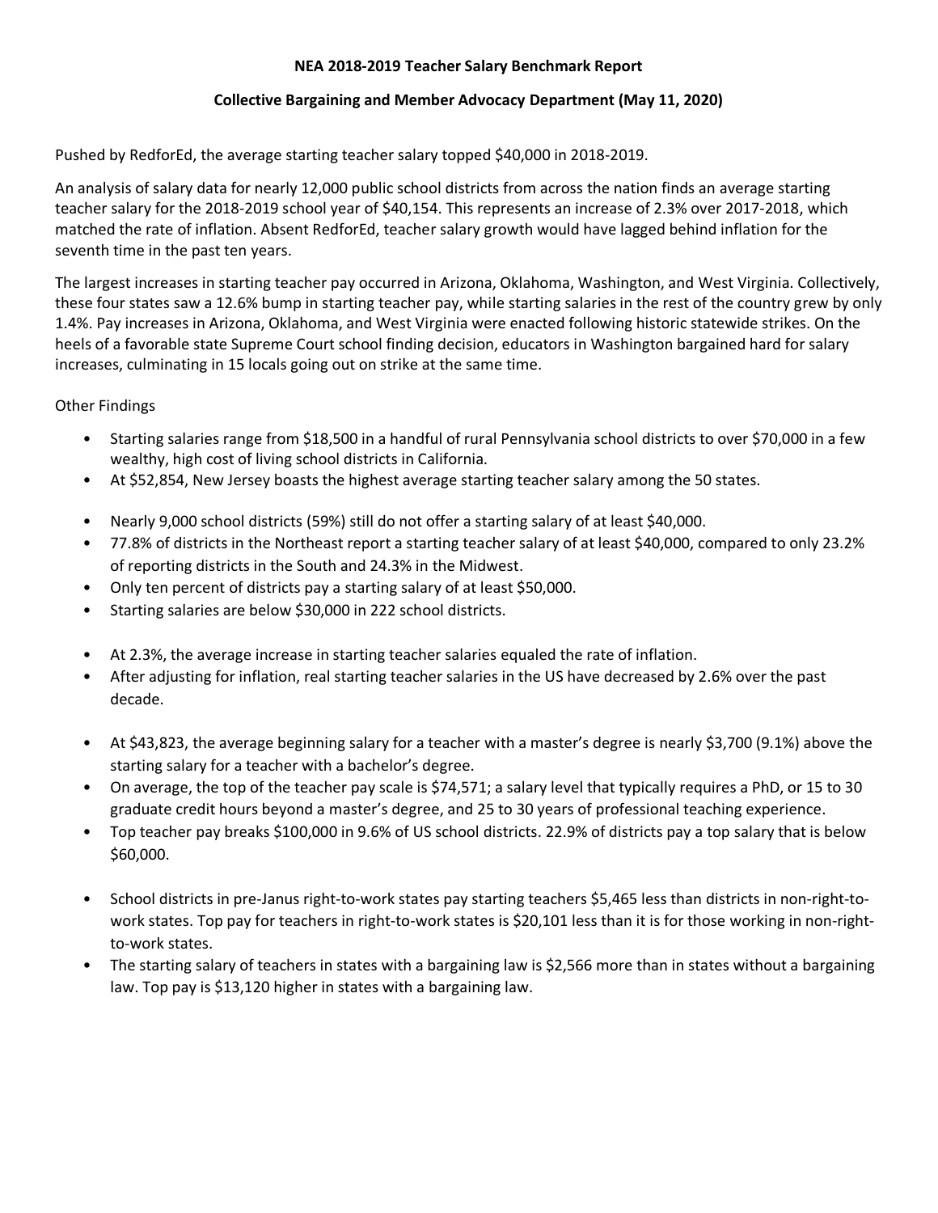# NEA 2018-2019 Teacher Salary Benchmark Report

## Collective Bargaining and Member Advocacy Department (May 11, 2020)

Pushed by RedforEd, the average starting teacher salary topped $40,000 in 2018-2019.

An analysis of salary data for nearly 12,000 public school districts from across the nation finds an average starting teacher salary for the 2018-2019 school year of $40,154. This represents an increase of 2.3% over 2017-2018, which matched the rate of inflation. Absent RedforEd, teacher salary growth would have lagged behind inflation for the seventh time in the past ten years.

The largest increases in starting teacher pay occurred in Arizona, Oklahoma, Washington, and West Virginia. Collectively, these four states saw a 12.6% bump in starting teacher pay, while starting salaries in the rest of the country grew by only 1.4%. Pay increases in Arizona, Oklahoma, and West Virginia were enacted following historic statewide strikes. On the heels of a favorable state Supreme Court school finding decision, educators in Washington bargained hard for salary increases, culminating in 15 locals going out on strike at the same time.

Other Findings

- Starting salaries range from $18,500 in a handful of rural Pennsylvania school districts to over $70,000 in a few wealthy, high cost of living school districts in California.
- At $52,854, New Jersey boasts the highest average starting teacher salary among the 50 states.

- Nearly 9,000 school districts (59%) still do not offer a starting salary of at least $40,000.
- 77.8% of districts in the Northeast report a starting teacher salary of at least $40,000, compared to only 23.2% of reporting districts in the South and 24.3% in the Midwest.
- Only ten percent of districts pay a starting salary of at least $50,000.
- Starting salaries are below $30,000 in 222 school districts.

- At 2.3%, the average increase in starting teacher salaries equaled the rate of inflation.
- After adjusting for inflation, real starting teacher salaries in the US have decreased by 2.6% over the past decade.

- At $43,823, the average beginning salary for a teacher with a master's degree is nearly $3,700 (9.1%) above the starting salary for a teacher with a bachelor's degree.
- On average, the top of the teacher pay scale is $74,571; a salary level that typically requires a PhD, or 15 to 30 graduate credit hours beyond a master's degree, and 25 to 30 years of professional teaching experience.
- Top teacher pay breaks $100,000 in 9.6% of US school districts. 22.9% of districts pay a top salary that is below $60,000.

- School districts in pre-Janus right-to-work states pay starting teachers $5,465 less than districts in non-right-to-work states. Top pay for teachers in right-to-work states is $20,101 less than it is for those working in non-right-to-work states.
- The starting salary of teachers in states with a bargaining law is $2,566 more than in states without a bargaining law. Top pay is $13,120 higher in states with a bargaining law.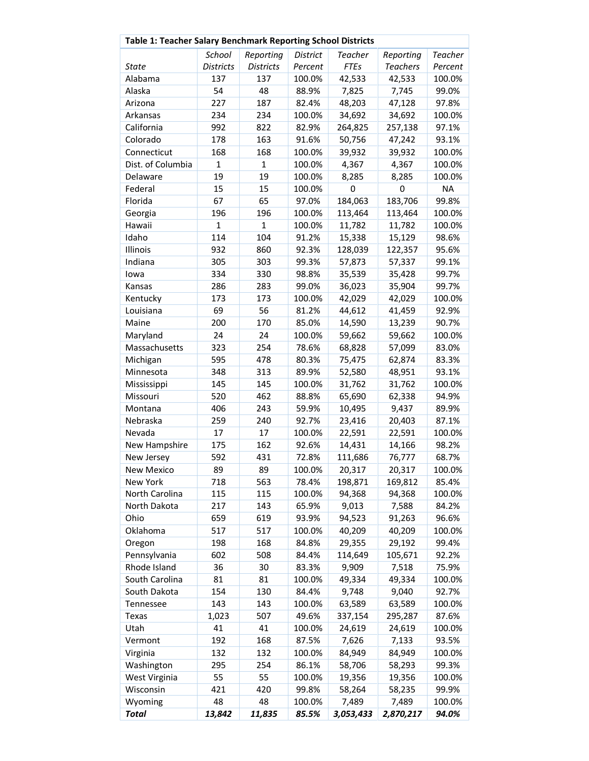**Table 1: Teacher Salary Benchmark Reporting School Districts**

| *State* | *School Districts* | *Reporting Districts* | *District Percent* | *Teacher FTEs* | *Reporting Teachers* | *Teacher Percent* |
|---|---|---|---|---|---|---|
| Alabama | 137 | 137 | 100.0% | 42,533 | 42,533 | 100.0% |
| Alaska | 54 | 48 | 88.9% | 7,825 | 7,745 | 99.0% |
| Arizona | 227 | 187 | 82.4% | 48,203 | 47,128 | 97.8% |
| Arkansas | 234 | 234 | 100.0% | 34,692 | 34,692 | 100.0% |
| California | 992 | 822 | 82.9% | 264,825 | 257,138 | 97.1% |
| Colorado | 178 | 163 | 91.6% | 50,756 | 47,242 | 93.1% |
| Connecticut | 168 | 168 | 100.0% | 39,932 | 39,932 | 100.0% |
| Dist. of Columbia | 1 | 1 | 100.0% | 4,367 | 4,367 | 100.0% |
| Delaware | 19 | 19 | 100.0% | 8,285 | 8,285 | 100.0% |
| Federal | 15 | 15 | 100.0% | 0 | 0 | NA |
| Florida | 67 | 65 | 97.0% | 184,063 | 183,706 | 99.8% |
| Georgia | 196 | 196 | 100.0% | 113,464 | 113,464 | 100.0% |
| Hawaii | 1 | 1 | 100.0% | 11,782 | 11,782 | 100.0% |
| Idaho | 114 | 104 | 91.2% | 15,338 | 15,129 | 98.6% |
| Illinois | 932 | 860 | 92.3% | 128,039 | 122,357 | 95.6% |
| Indiana | 305 | 303 | 99.3% | 57,873 | 57,337 | 99.1% |
| Iowa | 334 | 330 | 98.8% | 35,539 | 35,428 | 99.7% |
| Kansas | 286 | 283 | 99.0% | 36,023 | 35,904 | 99.7% |
| Kentucky | 173 | 173 | 100.0% | 42,029 | 42,029 | 100.0% |
| Louisiana | 69 | 56 | 81.2% | 44,612 | 41,459 | 92.9% |
| Maine | 200 | 170 | 85.0% | 14,590 | 13,239 | 90.7% |
| Maryland | 24 | 24 | 100.0% | 59,662 | 59,662 | 100.0% |
| Massachusetts | 323 | 254 | 78.6% | 68,828 | 57,099 | 83.0% |
| Michigan | 595 | 478 | 80.3% | 75,475 | 62,874 | 83.3% |
| Minnesota | 348 | 313 | 89.9% | 52,580 | 48,951 | 93.1% |
| Mississippi | 145 | 145 | 100.0% | 31,762 | 31,762 | 100.0% |
| Missouri | 520 | 462 | 88.8% | 65,690 | 62,338 | 94.9% |
| Montana | 406 | 243 | 59.9% | 10,495 | 9,437 | 89.9% |
| Nebraska | 259 | 240 | 92.7% | 23,416 | 20,403 | 87.1% |
| Nevada | 17 | 17 | 100.0% | 22,591 | 22,591 | 100.0% |
| New Hampshire | 175 | 162 | 92.6% | 14,431 | 14,166 | 98.2% |
| New Jersey | 592 | 431 | 72.8% | 111,686 | 76,777 | 68.7% |
| New Mexico | 89 | 89 | 100.0% | 20,317 | 20,317 | 100.0% |
| New York | 718 | 563 | 78.4% | 198,871 | 169,812 | 85.4% |
| North Carolina | 115 | 115 | 100.0% | 94,368 | 94,368 | 100.0% |
| North Dakota | 217 | 143 | 65.9% | 9,013 | 7,588 | 84.2% |
| Ohio | 659 | 619 | 93.9% | 94,523 | 91,263 | 96.6% |
| Oklahoma | 517 | 517 | 100.0% | 40,209 | 40,209 | 100.0% |
| Oregon | 198 | 168 | 84.8% | 29,355 | 29,192 | 99.4% |
| Pennsylvania | 602 | 508 | 84.4% | 114,649 | 105,671 | 92.2% |
| Rhode Island | 36 | 30 | 83.3% | 9,909 | 7,518 | 75.9% |
| South Carolina | 81 | 81 | 100.0% | 49,334 | 49,334 | 100.0% |
| South Dakota | 154 | 130 | 84.4% | 9,748 | 9,040 | 92.7% |
| Tennessee | 143 | 143 | 100.0% | 63,589 | 63,589 | 100.0% |
| Texas | 1,023 | 507 | 49.6% | 337,154 | 295,287 | 87.6% |
| Utah | 41 | 41 | 100.0% | 24,619 | 24,619 | 100.0% |
| Vermont | 192 | 168 | 87.5% | 7,626 | 7,133 | 93.5% |
| Virginia | 132 | 132 | 100.0% | 84,949 | 84,949 | 100.0% |
| Washington | 295 | 254 | 86.1% | 58,706 | 58,293 | 99.3% |
| West Virginia | 55 | 55 | 100.0% | 19,356 | 19,356 | 100.0% |
| Wisconsin | 421 | 420 | 99.8% | 58,264 | 58,235 | 99.9% |
| Wyoming | 48 | 48 | 100.0% | 7,489 | 7,489 | 100.0% |
| ***Total*** | ***13,842*** | ***11,835*** | ***85.5%*** | ***3,053,433*** | ***2,870,217*** | ***94.0%*** |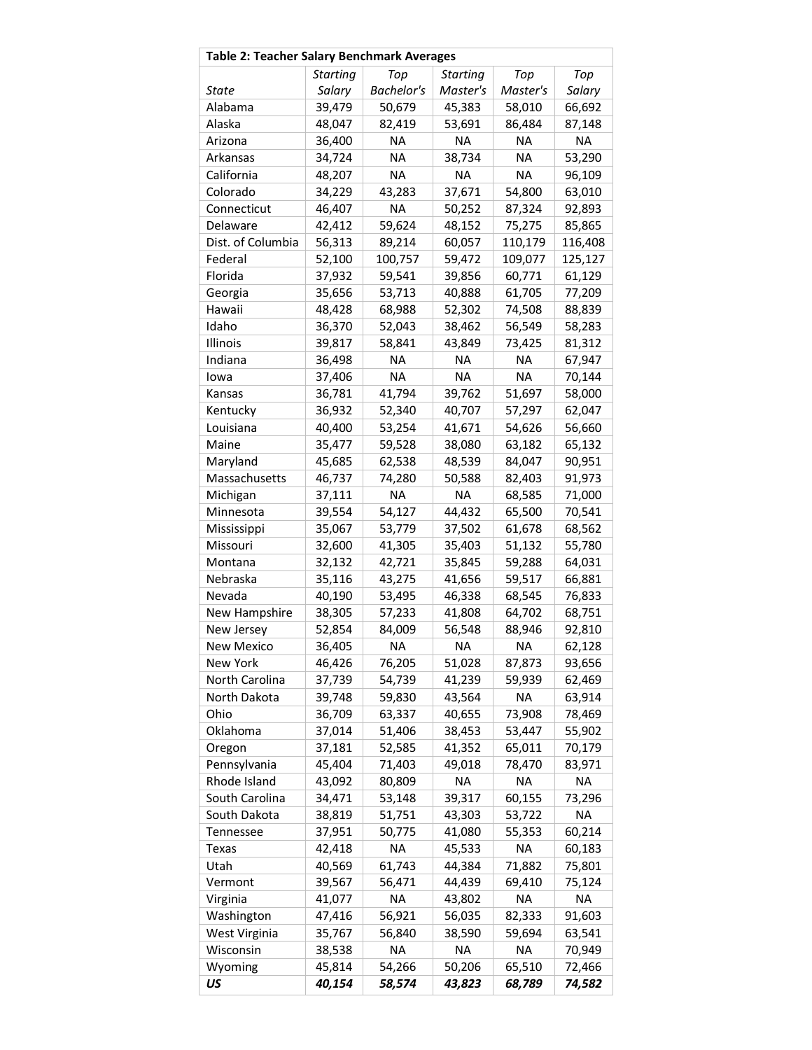| Table 2: Teacher Salary Benchmark Averages | | | | | |
|---|---|---|---|---|---|
| *State* | *Starting Salary* | *Top Bachelor's* | *Starting Master's* | *Top Master's* | *Top Salary* |
| Alabama | 39,479 | 50,679 | 45,383 | 58,010 | 66,692 |
| Alaska | 48,047 | 82,419 | 53,691 | 86,484 | 87,148 |
| Arizona | 36,400 | NA | NA | NA | NA |
| Arkansas | 34,724 | NA | 38,734 | NA | 53,290 |
| California | 48,207 | NA | NA | NA | 96,109 |
| Colorado | 34,229 | 43,283 | 37,671 | 54,800 | 63,010 |
| Connecticut | 46,407 | NA | 50,252 | 87,324 | 92,893 |
| Delaware | 42,412 | 59,624 | 48,152 | 75,275 | 85,865 |
| Dist. of Columbia | 56,313 | 89,214 | 60,057 | 110,179 | 116,408 |
| Federal | 52,100 | 100,757 | 59,472 | 109,077 | 125,127 |
| Florida | 37,932 | 59,541 | 39,856 | 60,771 | 61,129 |
| Georgia | 35,656 | 53,713 | 40,888 | 61,705 | 77,209 |
| Hawaii | 48,428 | 68,988 | 52,302 | 74,508 | 88,839 |
| Idaho | 36,370 | 52,043 | 38,462 | 56,549 | 58,283 |
| Illinois | 39,817 | 58,841 | 43,849 | 73,425 | 81,312 |
| Indiana | 36,498 | NA | NA | NA | 67,947 |
| Iowa | 37,406 | NA | NA | NA | 70,144 |
| Kansas | 36,781 | 41,794 | 39,762 | 51,697 | 58,000 |
| Kentucky | 36,932 | 52,340 | 40,707 | 57,297 | 62,047 |
| Louisiana | 40,400 | 53,254 | 41,671 | 54,626 | 56,660 |
| Maine | 35,477 | 59,528 | 38,080 | 63,182 | 65,132 |
| Maryland | 45,685 | 62,538 | 48,539 | 84,047 | 90,951 |
| Massachusetts | 46,737 | 74,280 | 50,588 | 82,403 | 91,973 |
| Michigan | 37,111 | NA | NA | 68,585 | 71,000 |
| Minnesota | 39,554 | 54,127 | 44,432 | 65,500 | 70,541 |
| Mississippi | 35,067 | 53,779 | 37,502 | 61,678 | 68,562 |
| Missouri | 32,600 | 41,305 | 35,403 | 51,132 | 55,780 |
| Montana | 32,132 | 42,721 | 35,845 | 59,288 | 64,031 |
| Nebraska | 35,116 | 43,275 | 41,656 | 59,517 | 66,881 |
| Nevada | 40,190 | 53,495 | 46,338 | 68,545 | 76,833 |
| New Hampshire | 38,305 | 57,233 | 41,808 | 64,702 | 68,751 |
| New Jersey | 52,854 | 84,009 | 56,548 | 88,946 | 92,810 |
| New Mexico | 36,405 | NA | NA | NA | 62,128 |
| New York | 46,426 | 76,205 | 51,028 | 87,873 | 93,656 |
| North Carolina | 37,739 | 54,739 | 41,239 | 59,939 | 62,469 |
| North Dakota | 39,748 | 59,830 | 43,564 | NA | 63,914 |
| Ohio | 36,709 | 63,337 | 40,655 | 73,908 | 78,469 |
| Oklahoma | 37,014 | 51,406 | 38,453 | 53,447 | 55,902 |
| Oregon | 37,181 | 52,585 | 41,352 | 65,011 | 70,179 |
| Pennsylvania | 45,404 | 71,403 | 49,018 | 78,470 | 83,971 |
| Rhode Island | 43,092 | 80,809 | NA | NA | NA |
| South Carolina | 34,471 | 53,148 | 39,317 | 60,155 | 73,296 |
| South Dakota | 38,819 | 51,751 | 43,303 | 53,722 | NA |
| Tennessee | 37,951 | 50,775 | 41,080 | 55,353 | 60,214 |
| Texas | 42,418 | NA | 45,533 | NA | 60,183 |
| Utah | 40,569 | 61,743 | 44,384 | 71,882 | 75,801 |
| Vermont | 39,567 | 56,471 | 44,439 | 69,410 | 75,124 |
| Virginia | 41,077 | NA | 43,802 | NA | NA |
| Washington | 47,416 | 56,921 | 56,035 | 82,333 | 91,603 |
| West Virginia | 35,767 | 56,840 | 38,590 | 59,694 | 63,541 |
| Wisconsin | 38,538 | NA | NA | NA | 70,949 |
| Wyoming | 45,814 | 54,266 | 50,206 | 65,510 | 72,466 |
| ***US*** | ***40,154*** | ***58,574*** | ***43,823*** | ***68,789*** | ***74,582*** |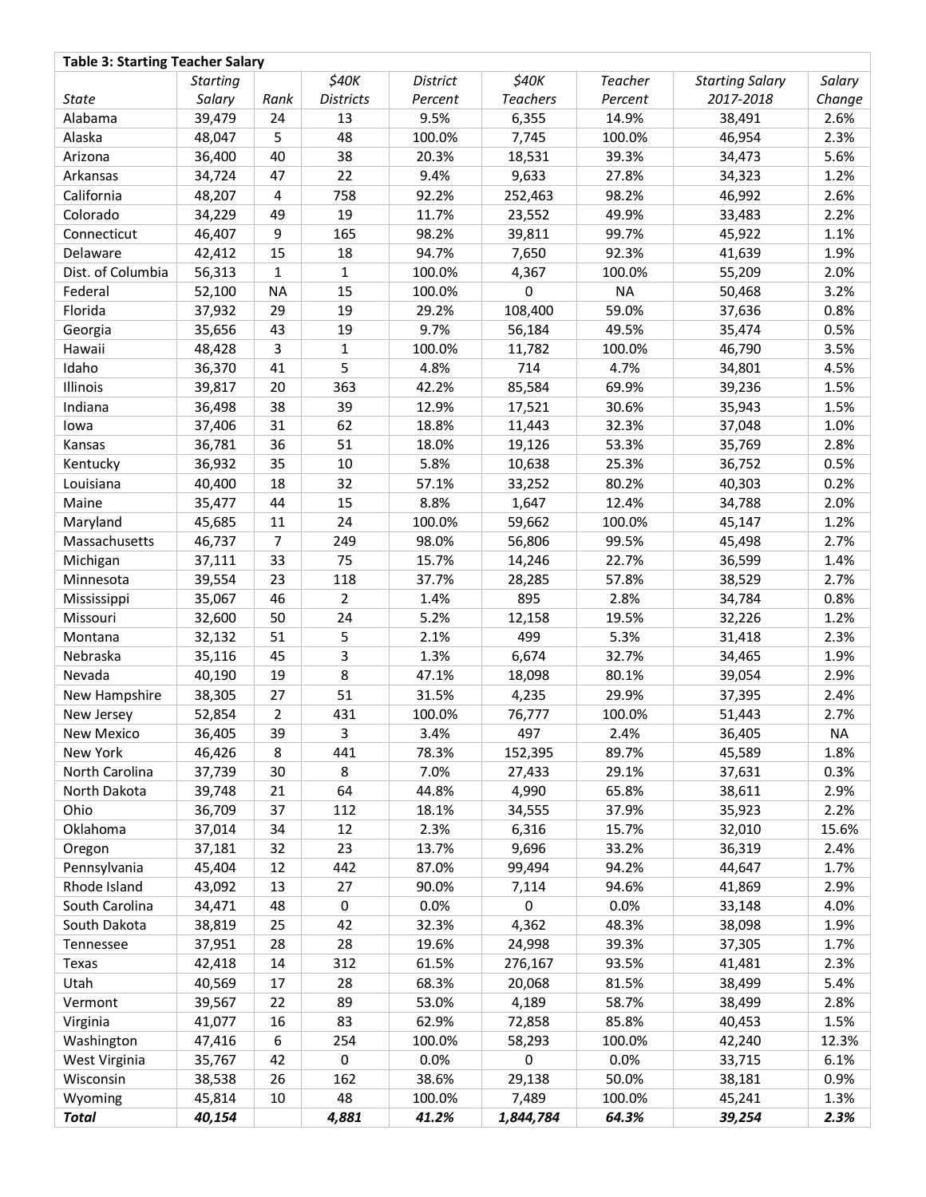**Table 3: Starting Teacher Salary**

| *State* | *Starting Salary* | *Rank* | *$40K Districts* | *District Percent* | *$40K Teachers* | *Teacher Percent* | *Starting Salary 2017-2018* | *Salary Change* |
|---|---|---|---|---|---|---|---|---|
| Alabama | 39,479 | 24 | 13 | 9.5% | 6,355 | 14.9% | 38,491 | 2.6% |
| Alaska | 48,047 | 5 | 48 | 100.0% | 7,745 | 100.0% | 46,954 | 2.3% |
| Arizona | 36,400 | 40 | 38 | 20.3% | 18,531 | 39.3% | 34,473 | 5.6% |
| Arkansas | 34,724 | 47 | 22 | 9.4% | 9,633 | 27.8% | 34,323 | 1.2% |
| California | 48,207 | 4 | 758 | 92.2% | 252,463 | 98.2% | 46,992 | 2.6% |
| Colorado | 34,229 | 49 | 19 | 11.7% | 23,552 | 49.9% | 33,483 | 2.2% |
| Connecticut | 46,407 | 9 | 165 | 98.2% | 39,811 | 99.7% | 45,922 | 1.1% |
| Delaware | 42,412 | 15 | 18 | 94.7% | 7,650 | 92.3% | 41,639 | 1.9% |
| Dist. of Columbia | 56,313 | 1 | 1 | 100.0% | 4,367 | 100.0% | 55,209 | 2.0% |
| Federal | 52,100 | NA | 15 | 100.0% | 0 | NA | 50,468 | 3.2% |
| Florida | 37,932 | 29 | 19 | 29.2% | 108,400 | 59.0% | 37,636 | 0.8% |
| Georgia | 35,656 | 43 | 19 | 9.7% | 56,184 | 49.5% | 35,474 | 0.5% |
| Hawaii | 48,428 | 3 | 1 | 100.0% | 11,782 | 100.0% | 46,790 | 3.5% |
| Idaho | 36,370 | 41 | 5 | 4.8% | 714 | 4.7% | 34,801 | 4.5% |
| Illinois | 39,817 | 20 | 363 | 42.2% | 85,584 | 69.9% | 39,236 | 1.5% |
| Indiana | 36,498 | 38 | 39 | 12.9% | 17,521 | 30.6% | 35,943 | 1.5% |
| Iowa | 37,406 | 31 | 62 | 18.8% | 11,443 | 32.3% | 37,048 | 1.0% |
| Kansas | 36,781 | 36 | 51 | 18.0% | 19,126 | 53.3% | 35,769 | 2.8% |
| Kentucky | 36,932 | 35 | 10 | 5.8% | 10,638 | 25.3% | 36,752 | 0.5% |
| Louisiana | 40,400 | 18 | 32 | 57.1% | 33,252 | 80.2% | 40,303 | 0.2% |
| Maine | 35,477 | 44 | 15 | 8.8% | 1,647 | 12.4% | 34,788 | 2.0% |
| Maryland | 45,685 | 11 | 24 | 100.0% | 59,662 | 100.0% | 45,147 | 1.2% |
| Massachusetts | 46,737 | 7 | 249 | 98.0% | 56,806 | 99.5% | 45,498 | 2.7% |
| Michigan | 37,111 | 33 | 75 | 15.7% | 14,246 | 22.7% | 36,599 | 1.4% |
| Minnesota | 39,554 | 23 | 118 | 37.7% | 28,285 | 57.8% | 38,529 | 2.7% |
| Mississippi | 35,067 | 46 | 2 | 1.4% | 895 | 2.8% | 34,784 | 0.8% |
| Missouri | 32,600 | 50 | 24 | 5.2% | 12,158 | 19.5% | 32,226 | 1.2% |
| Montana | 32,132 | 51 | 5 | 2.1% | 499 | 5.3% | 31,418 | 2.3% |
| Nebraska | 35,116 | 45 | 3 | 1.3% | 6,674 | 32.7% | 34,465 | 1.9% |
| Nevada | 40,190 | 19 | 8 | 47.1% | 18,098 | 80.1% | 39,054 | 2.9% |
| New Hampshire | 38,305 | 27 | 51 | 31.5% | 4,235 | 29.9% | 37,395 | 2.4% |
| New Jersey | 52,854 | 2 | 431 | 100.0% | 76,777 | 100.0% | 51,443 | 2.7% |
| New Mexico | 36,405 | 39 | 3 | 3.4% | 497 | 2.4% | 36,405 | NA |
| New York | 46,426 | 8 | 441 | 78.3% | 152,395 | 89.7% | 45,589 | 1.8% |
| North Carolina | 37,739 | 30 | 8 | 7.0% | 27,433 | 29.1% | 37,631 | 0.3% |
| North Dakota | 39,748 | 21 | 64 | 44.8% | 4,990 | 65.8% | 38,611 | 2.9% |
| Ohio | 36,709 | 37 | 112 | 18.1% | 34,555 | 37.9% | 35,923 | 2.2% |
| Oklahoma | 37,014 | 34 | 12 | 2.3% | 6,316 | 15.7% | 32,010 | 15.6% |
| Oregon | 37,181 | 32 | 23 | 13.7% | 9,696 | 33.2% | 36,319 | 2.4% |
| Pennsylvania | 45,404 | 12 | 442 | 87.0% | 99,494 | 94.2% | 44,647 | 1.7% |
| Rhode Island | 43,092 | 13 | 27 | 90.0% | 7,114 | 94.6% | 41,869 | 2.9% |
| South Carolina | 34,471 | 48 | 0 | 0.0% | 0 | 0.0% | 33,148 | 4.0% |
| South Dakota | 38,819 | 25 | 42 | 32.3% | 4,362 | 48.3% | 38,098 | 1.9% |
| Tennessee | 37,951 | 28 | 28 | 19.6% | 24,998 | 39.3% | 37,305 | 1.7% |
| Texas | 42,418 | 14 | 312 | 61.5% | 276,167 | 93.5% | 41,481 | 2.3% |
| Utah | 40,569 | 17 | 28 | 68.3% | 20,068 | 81.5% | 38,499 | 5.4% |
| Vermont | 39,567 | 22 | 89 | 53.0% | 4,189 | 58.7% | 38,499 | 2.8% |
| Virginia | 41,077 | 16 | 83 | 62.9% | 72,858 | 85.8% | 40,453 | 1.5% |
| Washington | 47,416 | 6 | 254 | 100.0% | 58,293 | 100.0% | 42,240 | 12.3% |
| West Virginia | 35,767 | 42 | 0 | 0.0% | 0 | 0.0% | 33,715 | 6.1% |
| Wisconsin | 38,538 | 26 | 162 | 38.6% | 29,138 | 50.0% | 38,181 | 0.9% |
| Wyoming | 45,814 | 10 | 48 | 100.0% | 7,489 | 100.0% | 45,241 | 1.3% |
| ***Total*** | ***40,154*** | | ***4,881*** | ***41.2%*** | ***1,844,784*** | ***64.3%*** | ***39,254*** | ***2.3%*** |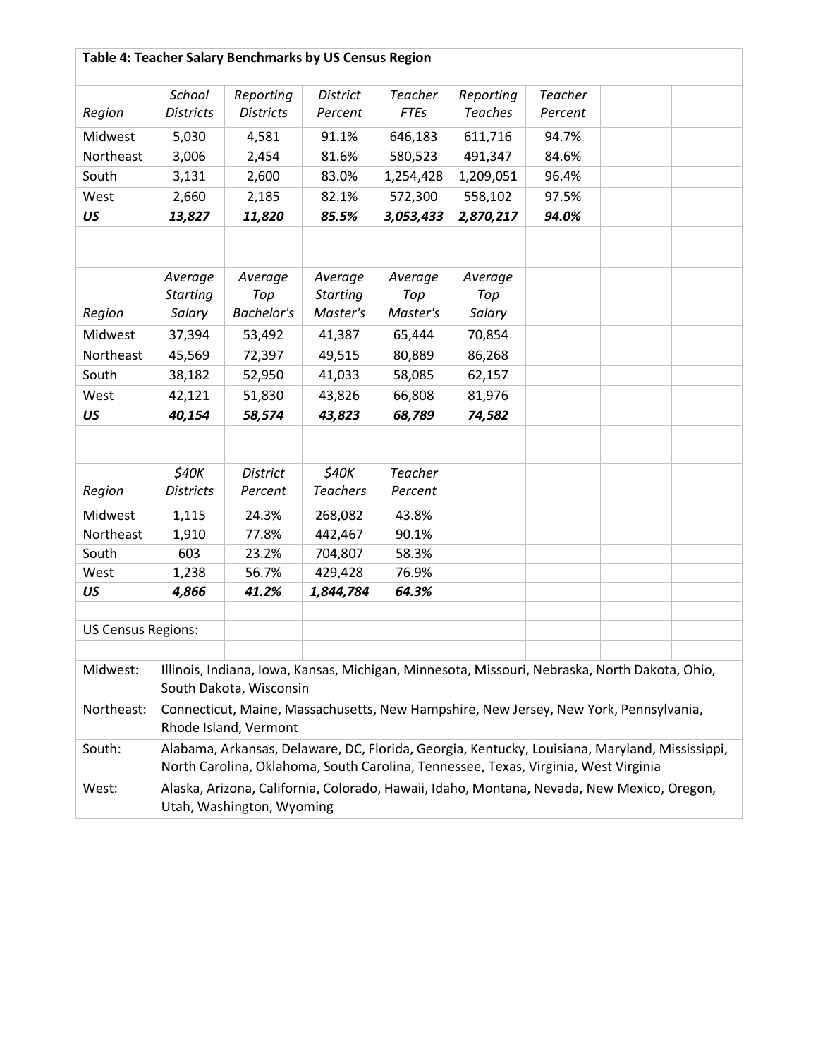**Table 4: Teacher Salary Benchmarks by US Census Region**

| *Region* | *School Districts* | *Reporting Districts* | *District Percent* | *Teacher FTEs* | *Reporting Teaches* | *Teacher Percent* |
|---|---|---|---|---|---|---|
| Midwest | 5,030 | 4,581 | 91.1% | 646,183 | 611,716 | 94.7% |
| Northeast | 3,006 | 2,454 | 81.6% | 580,523 | 491,347 | 84.6% |
| South | 3,131 | 2,600 | 83.0% | 1,254,428 | 1,209,051 | 96.4% |
| West | 2,660 | 2,185 | 82.1% | 572,300 | 558,102 | 97.5% |
| ***US*** | ***13,827*** | ***11,820*** | ***85.5%*** | ***3,053,433*** | ***2,870,217*** | ***94.0%*** |

| *Region* | *Average Starting Salary* | *Average Top Bachelor's* | *Average Starting Master's* | *Average Top Master's* | *Average Top Salary* |
|---|---|---|---|---|---|
| Midwest | 37,394 | 53,492 | 41,387 | 65,444 | 70,854 |
| Northeast | 45,569 | 72,397 | 49,515 | 80,889 | 86,268 |
| South | 38,182 | 52,950 | 41,033 | 58,085 | 62,157 |
| West | 42,121 | 51,830 | 43,826 | 66,808 | 81,976 |
| ***US*** | ***40,154*** | ***58,574*** | ***43,823*** | ***68,789*** | ***74,582*** |

| *Region* | *$40K Districts* | *District Percent* | *$40K Teachers* | *Teacher Percent* |
|---|---|---|---|---|
| Midwest | 1,115 | 24.3% | 268,082 | 43.8% |
| Northeast | 1,910 | 77.8% | 442,467 | 90.1% |
| South | 603 | 23.2% | 704,807 | 58.3% |
| West | 1,238 | 56.7% | 429,428 | 76.9% |
| ***US*** | ***4,866*** | ***41.2%*** | ***1,844,784*** | ***64.3%*** |

US Census Regions:

| | |
|---|---|
| Midwest: | Illinois, Indiana, Iowa, Kansas, Michigan, Minnesota, Missouri, Nebraska, North Dakota, Ohio, South Dakota, Wisconsin |
| Northeast: | Connecticut, Maine, Massachusetts, New Hampshire, New Jersey, New York, Pennsylvania, Rhode Island, Vermont |
| South: | Alabama, Arkansas, Delaware, DC, Florida, Georgia, Kentucky, Louisiana, Maryland, Mississippi, North Carolina, Oklahoma, South Carolina, Tennessee, Texas, Virginia, West Virginia |
| West: | Alaska, Arizona, California, Colorado, Hawaii, Idaho, Montana, Nevada, New Mexico, Oregon, Utah, Washington, Wyoming |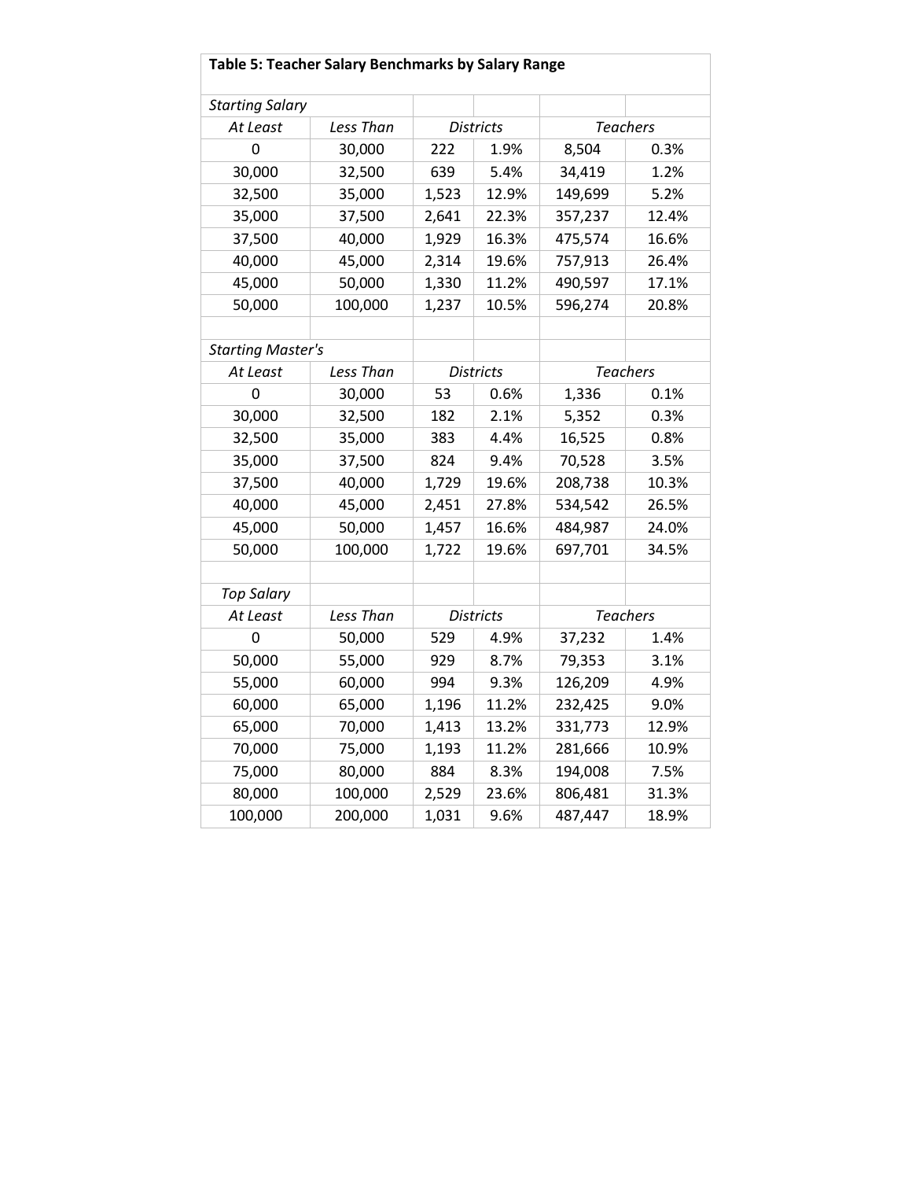**Table 5: Teacher Salary Benchmarks by Salary Range**

| *Starting Salary* | | | | | |
|---|---|---|---|---|---|
| *At Least* | *Less Than* | *Districts* | | *Teachers* | |
| 0 | 30,000 | 222 | 1.9% | 8,504 | 0.3% |
| 30,000 | 32,500 | 639 | 5.4% | 34,419 | 1.2% |
| 32,500 | 35,000 | 1,523 | 12.9% | 149,699 | 5.2% |
| 35,000 | 37,500 | 2,641 | 22.3% | 357,237 | 12.4% |
| 37,500 | 40,000 | 1,929 | 16.3% | 475,574 | 16.6% |
| 40,000 | 45,000 | 2,314 | 19.6% | 757,913 | 26.4% |
| 45,000 | 50,000 | 1,330 | 11.2% | 490,597 | 17.1% |
| 50,000 | 100,000 | 1,237 | 10.5% | 596,274 | 20.8% |
| | | | | | |
| *Starting Master's* | | | | | |
| *At Least* | *Less Than* | *Districts* | | *Teachers* | |
| 0 | 30,000 | 53 | 0.6% | 1,336 | 0.1% |
| 30,000 | 32,500 | 182 | 2.1% | 5,352 | 0.3% |
| 32,500 | 35,000 | 383 | 4.4% | 16,525 | 0.8% |
| 35,000 | 37,500 | 824 | 9.4% | 70,528 | 3.5% |
| 37,500 | 40,000 | 1,729 | 19.6% | 208,738 | 10.3% |
| 40,000 | 45,000 | 2,451 | 27.8% | 534,542 | 26.5% |
| 45,000 | 50,000 | 1,457 | 16.6% | 484,987 | 24.0% |
| 50,000 | 100,000 | 1,722 | 19.6% | 697,701 | 34.5% |
| | | | | | |
| *Top Salary* | | | | | |
| *At Least* | *Less Than* | *Districts* | | *Teachers* | |
| 0 | 50,000 | 529 | 4.9% | 37,232 | 1.4% |
| 50,000 | 55,000 | 929 | 8.7% | 79,353 | 3.1% |
| 55,000 | 60,000 | 994 | 9.3% | 126,209 | 4.9% |
| 60,000 | 65,000 | 1,196 | 11.2% | 232,425 | 9.0% |
| 65,000 | 70,000 | 1,413 | 13.2% | 331,773 | 12.9% |
| 70,000 | 75,000 | 1,193 | 11.2% | 281,666 | 10.9% |
| 75,000 | 80,000 | 884 | 8.3% | 194,008 | 7.5% |
| 80,000 | 100,000 | 2,529 | 23.6% | 806,481 | 31.3% |
| 100,000 | 200,000 | 1,031 | 9.6% | 487,447 | 18.9% |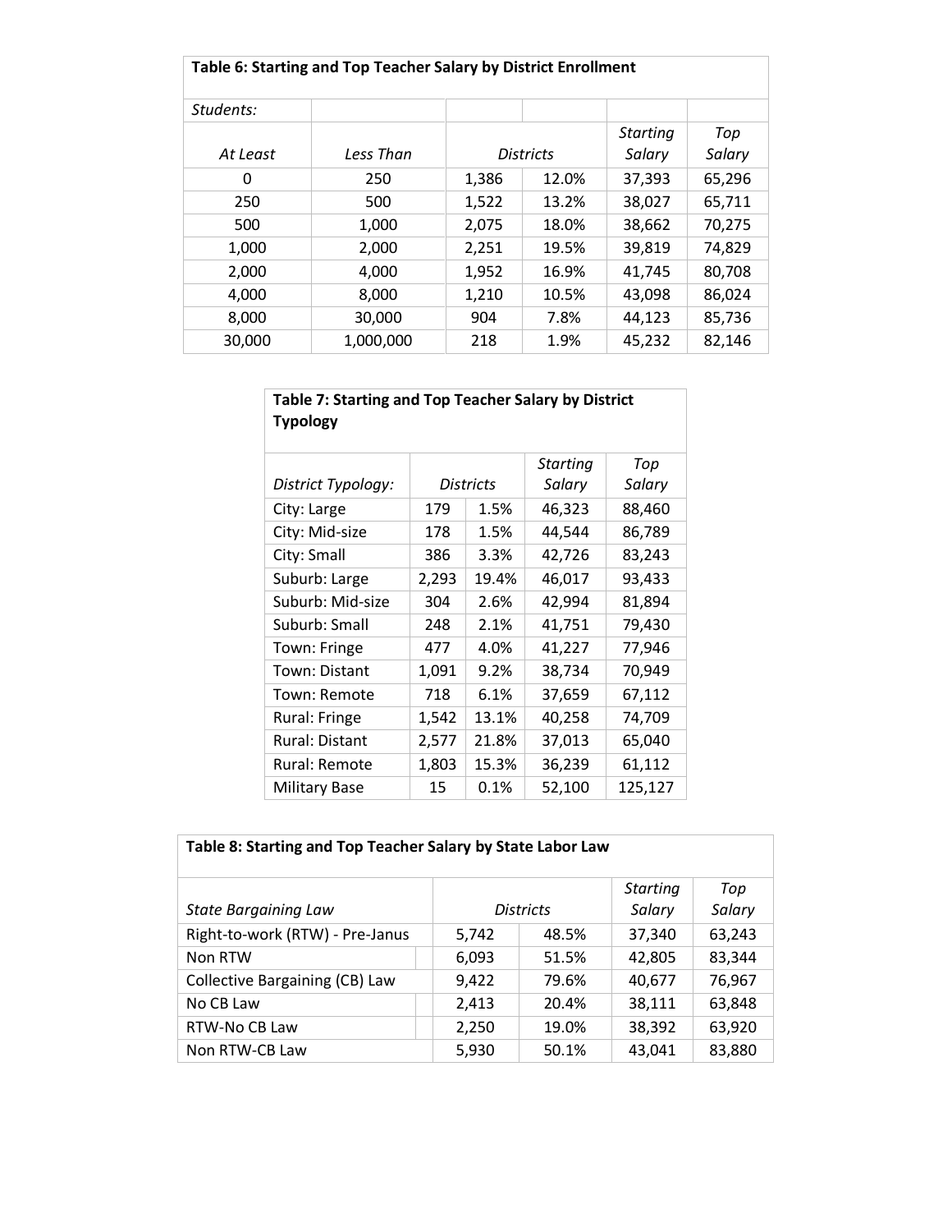**Table 6: Starting and Top Teacher Salary by District Enrollment**

| *Students:* | | | | | |
|---|---|---|---|---|---|
| *At Least* | *Less Than* | *Districts* | | *Starting Salary* | *Top Salary* |
| 0 | 250 | 1,386 | 12.0% | 37,393 | 65,296 |
| 250 | 500 | 1,522 | 13.2% | 38,027 | 65,711 |
| 500 | 1,000 | 2,075 | 18.0% | 38,662 | 70,275 |
| 1,000 | 2,000 | 2,251 | 19.5% | 39,819 | 74,829 |
| 2,000 | 4,000 | 1,952 | 16.9% | 41,745 | 80,708 |
| 4,000 | 8,000 | 1,210 | 10.5% | 43,098 | 86,024 |
| 8,000 | 30,000 | 904 | 7.8% | 44,123 | 85,736 |
| 30,000 | 1,000,000 | 218 | 1.9% | 45,232 | 82,146 |

**Table 7: Starting and Top Teacher Salary by District Typology**

| *District Typology:* | *Districts* | | *Starting Salary* | *Top Salary* |
|---|---|---|---|---|
| City: Large | 179 | 1.5% | 46,323 | 88,460 |
| City: Mid-size | 178 | 1.5% | 44,544 | 86,789 |
| City: Small | 386 | 3.3% | 42,726 | 83,243 |
| Suburb: Large | 2,293 | 19.4% | 46,017 | 93,433 |
| Suburb: Mid-size | 304 | 2.6% | 42,994 | 81,894 |
| Suburb: Small | 248 | 2.1% | 41,751 | 79,430 |
| Town: Fringe | 477 | 4.0% | 41,227 | 77,946 |
| Town: Distant | 1,091 | 9.2% | 38,734 | 70,949 |
| Town: Remote | 718 | 6.1% | 37,659 | 67,112 |
| Rural: Fringe | 1,542 | 13.1% | 40,258 | 74,709 |
| Rural: Distant | 2,577 | 21.8% | 37,013 | 65,040 |
| Rural: Remote | 1,803 | 15.3% | 36,239 | 61,112 |
| Military Base | 15 | 0.1% | 52,100 | 125,127 |

**Table 8: Starting and Top Teacher Salary by State Labor Law**

| *State Bargaining Law* | *Districts* | | *Starting Salary* | *Top Salary* |
|---|---|---|---|---|
| Right-to-work (RTW) - Pre-Janus | 5,742 | 48.5% | 37,340 | 63,243 |
| Non RTW | 6,093 | 51.5% | 42,805 | 83,344 |
| Collective Bargaining (CB) Law | 9,422 | 79.6% | 40,677 | 76,967 |
| No CB Law | 2,413 | 20.4% | 38,111 | 63,848 |
| RTW-No CB Law | 2,250 | 19.0% | 38,392 | 63,920 |
| Non RTW-CB Law | 5,930 | 50.1% | 43,041 | 83,880 |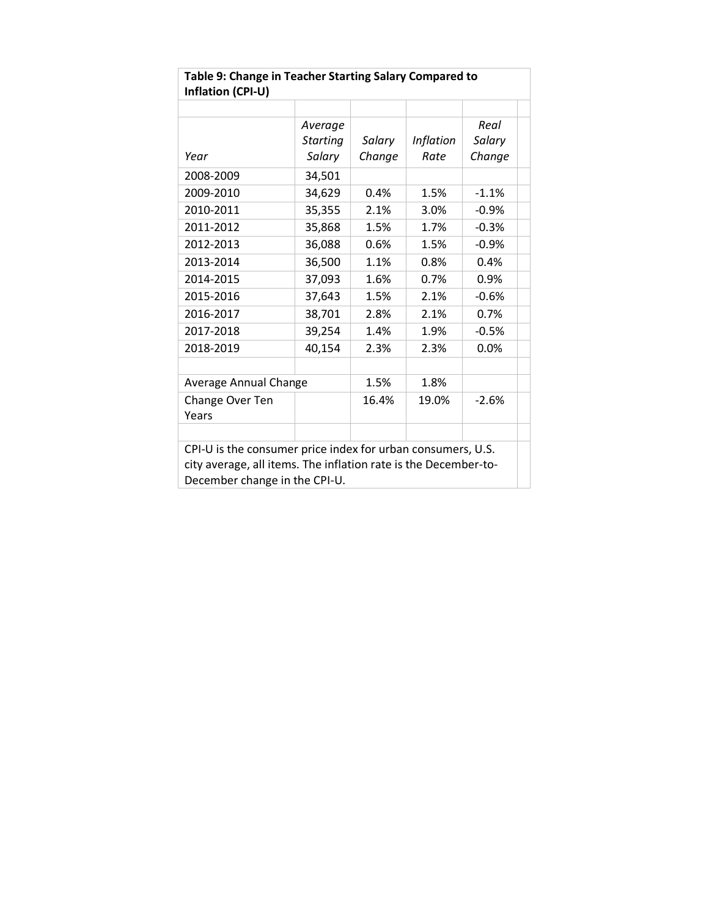**Table 9: Change in Teacher Starting Salary Compared to Inflation (CPI-U)**

| *Year* | *Average Starting Salary* | *Salary Change* | *Inflation Rate* | *Real Salary Change* |
|---|---|---|---|---|
| 2008-2009 | 34,501 | | | |
| 2009-2010 | 34,629 | 0.4% | 1.5% | -1.1% |
| 2010-2011 | 35,355 | 2.1% | 3.0% | -0.9% |
| 2011-2012 | 35,868 | 1.5% | 1.7% | -0.3% |
| 2012-2013 | 36,088 | 0.6% | 1.5% | -0.9% |
| 2013-2014 | 36,500 | 1.1% | 0.8% | 0.4% |
| 2014-2015 | 37,093 | 1.6% | 0.7% | 0.9% |
| 2015-2016 | 37,643 | 1.5% | 2.1% | -0.6% |
| 2016-2017 | 38,701 | 2.8% | 2.1% | 0.7% |
| 2017-2018 | 39,254 | 1.4% | 1.9% | -0.5% |
| 2018-2019 | 40,154 | 2.3% | 2.3% | 0.0% |
| | | | | |
| Average Annual Change | | 1.5% | 1.8% | |
| Change Over Ten Years | | 16.4% | 19.0% | -2.6% |

CPI-U is the consumer price index for urban consumers, U.S. city average, all items. The inflation rate is the December-to-December change in the CPI-U.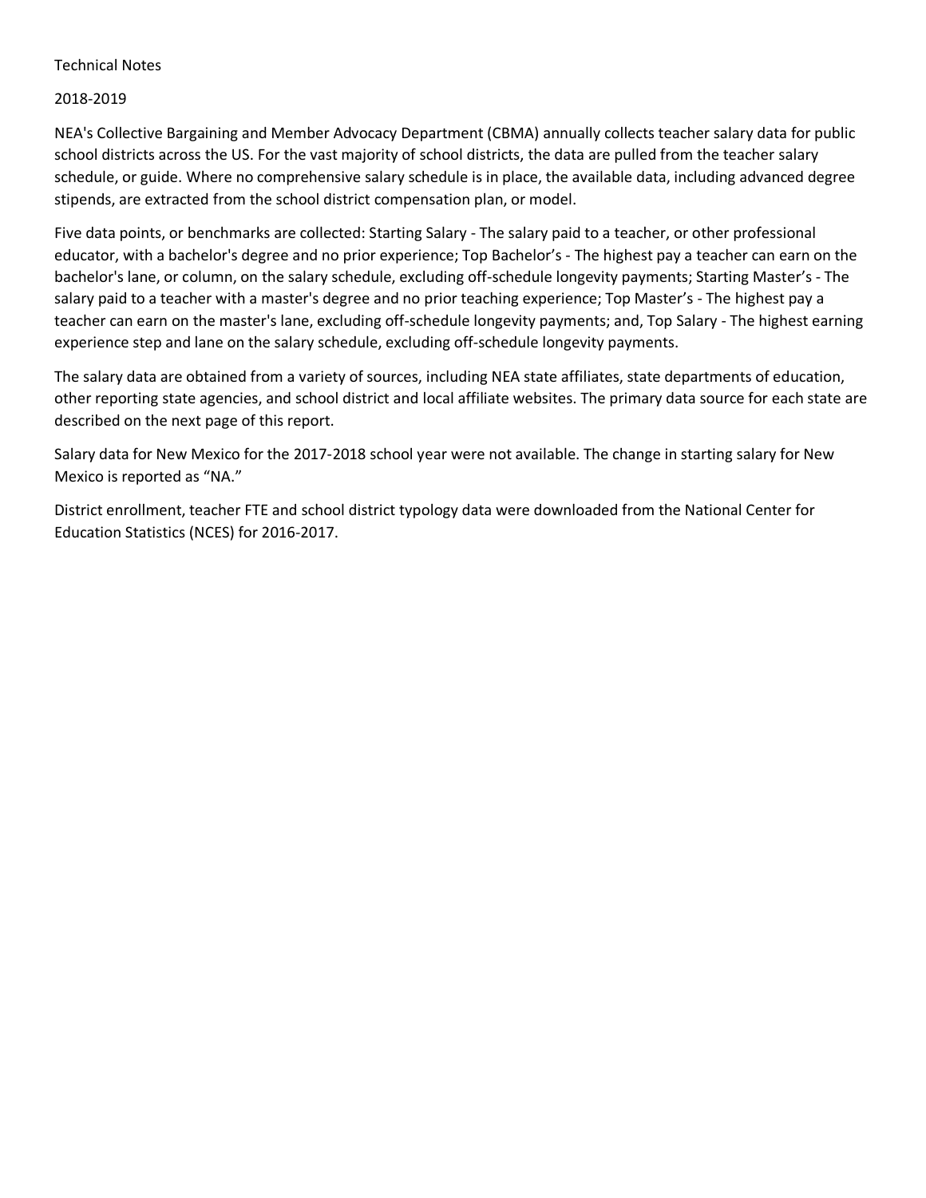# Technical Notes

## 2018-2019

NEA's Collective Bargaining and Member Advocacy Department (CBMA) annually collects teacher salary data for public school districts across the US. For the vast majority of school districts, the data are pulled from the teacher salary schedule, or guide. Where no comprehensive salary schedule is in place, the available data, including advanced degree stipends, are extracted from the school district compensation plan, or model.

Five data points, or benchmarks are collected: Starting Salary - The salary paid to a teacher, or other professional educator, with a bachelor's degree and no prior experience; Top Bachelor's - The highest pay a teacher can earn on the bachelor's lane, or column, on the salary schedule, excluding off-schedule longevity payments; Starting Master's - The salary paid to a teacher with a master's degree and no prior teaching experience; Top Master's - The highest pay a teacher can earn on the master's lane, excluding off-schedule longevity payments; and, Top Salary - The highest earning experience step and lane on the salary schedule, excluding off-schedule longevity payments.

The salary data are obtained from a variety of sources, including NEA state affiliates, state departments of education, other reporting state agencies, and school district and local affiliate websites. The primary data source for each state are described on the next page of this report.

Salary data for New Mexico for the 2017-2018 school year were not available. The change in starting salary for New Mexico is reported as "NA."

District enrollment, teacher FTE and school district typology data were downloaded from the National Center for Education Statistics (NCES) for 2016-2017.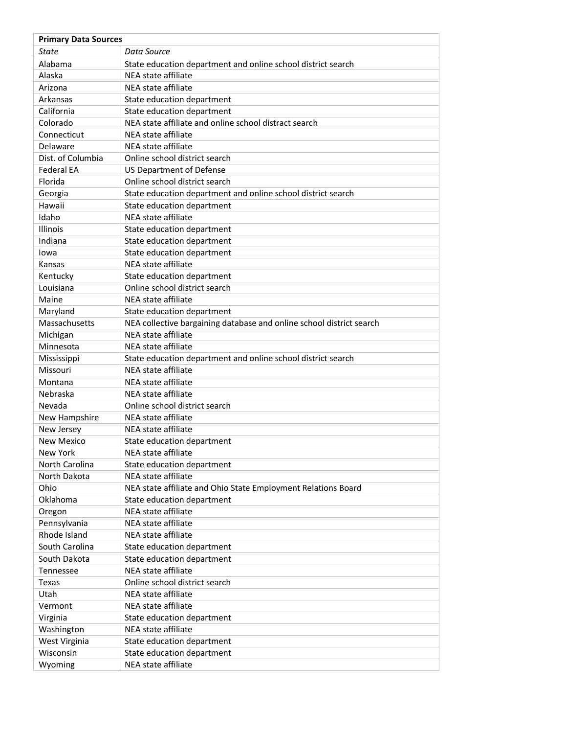| **Primary Data Sources** | |
|---|---|
| *State* | *Data Source* |
| Alabama | State education department and online school district search |
| Alaska | NEA state affiliate |
| Arizona | NEA state affiliate |
| Arkansas | State education department |
| California | State education department |
| Colorado | NEA state affiliate and online school distract search |
| Connecticut | NEA state affiliate |
| Delaware | NEA state affiliate |
| Dist. of Columbia | Online school district search |
| Federal EA | US Department of Defense |
| Florida | Online school district search |
| Georgia | State education department and online school district search |
| Hawaii | State education department |
| Idaho | NEA state affiliate |
| Illinois | State education department |
| Indiana | State education department |
| Iowa | State education department |
| Kansas | NEA state affiliate |
| Kentucky | State education department |
| Louisiana | Online school district search |
| Maine | NEA state affiliate |
| Maryland | State education department |
| Massachusetts | NEA collective bargaining database and online school district search |
| Michigan | NEA state affiliate |
| Minnesota | NEA state affiliate |
| Mississippi | State education department and online school district search |
| Missouri | NEA state affiliate |
| Montana | NEA state affiliate |
| Nebraska | NEA state affiliate |
| Nevada | Online school district search |
| New Hampshire | NEA state affiliate |
| New Jersey | NEA state affiliate |
| New Mexico | State education department |
| New York | NEA state affiliate |
| North Carolina | State education department |
| North Dakota | NEA state affiliate |
| Ohio | NEA state affiliate and Ohio State Employment Relations Board |
| Oklahoma | State education department |
| Oregon | NEA state affiliate |
| Pennsylvania | NEA state affiliate |
| Rhode Island | NEA state affiliate |
| South Carolina | State education department |
| South Dakota | State education department |
| Tennessee | NEA state affiliate |
| Texas | Online school district search |
| Utah | NEA state affiliate |
| Vermont | NEA state affiliate |
| Virginia | State education department |
| Washington | NEA state affiliate |
| West Virginia | State education department |
| Wisconsin | State education department |
| Wyoming | NEA state affiliate |